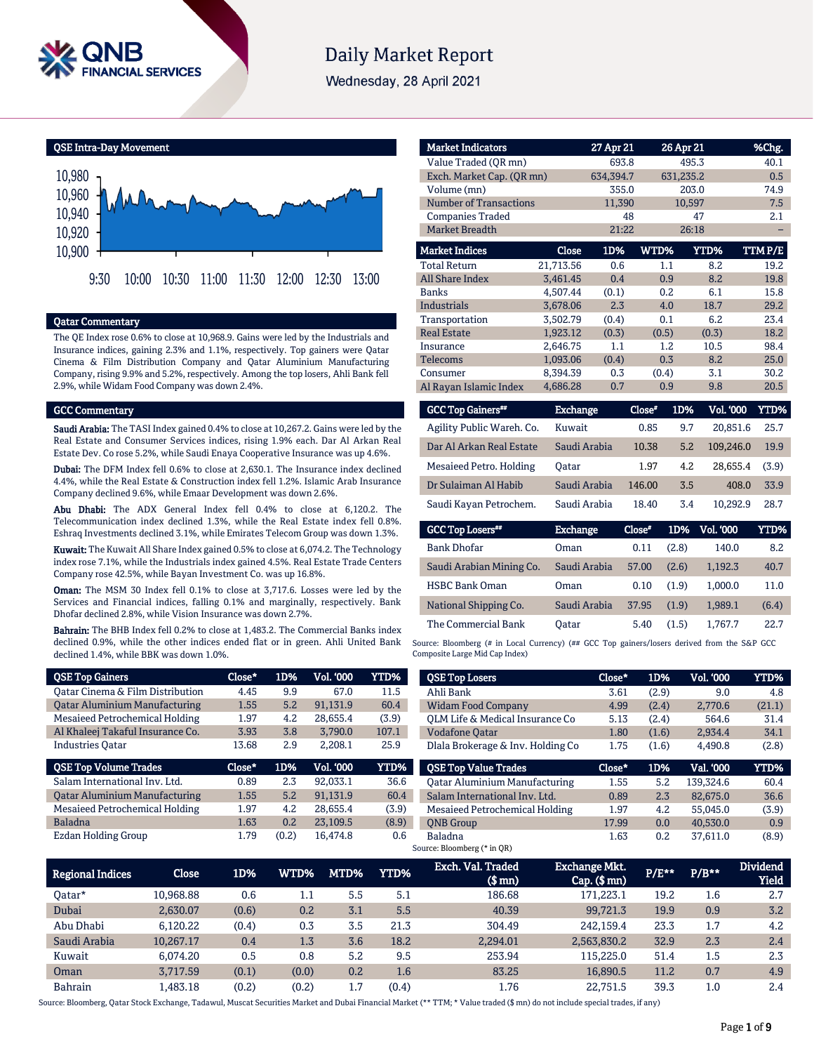# Daily Market Report

Wednesday, 28 April 2021

## QSE Intra-Day Movement

## Qatar Commentary

The QE Index rose 0.6% to close at 10,968.9. Gains were led by the Industrials and Insurance indices, gaining 2.3% and 1.1%, respectively. Top gainers were Qatar Cinema & Film Distribution Company and Qatar Aluminium Manufacturing Company, rising 9.9% and 5.2%, respectively. Among the top losers, Ahli Bank fell 2.9%, while Widam Food Company was down 2.4%.

## GCC Commentary

**Saudi Arabia:** The TASI Index gained 0.4% to close at 10,267.2. Gains were led by the Real Estate and Consumer Services indices, rising 1.9% each. Dar Al Arkan Real Estate Dev. Co rose 5.2%, while Saudi Enaya Cooperative Insurance was up 4.6%.

**Dubai:** The DFM Index fell 0.6% to close at 2,630.1. The Insurance index declined 4.4%, while the Real Estate & Construction index fell 1.2%. Islamic Arab Insurance Company declined 9.6%, while Emaar Development was down 2.6%.

**Abu Dhabi:** The ADX General Index fell 0.4% to close at 6,120.2. The Telecommunication index declined 1.3%, while the Real Estate index fell 0.8%. Eshraq Investments declined 3.1%, while Emirates Telecom Group was down 1.3%.

**Kuwait:** The Kuwait All Share Index gained 0.5% to close at 6,074.2. The Technology index rose 7.1%, while the Industrials index gained 4.5%. Real Estate Trade Centers Company rose 42.5%, while Bayan Investment Co. was up 16.8%.

**Oman:** The MSM 30 Index fell 0.1% to close at 3,717.6. Losses were led by the Services and Financial indices, falling 0.1% and marginally, respectively. Bank Dhofar declined 2.8%, while Vision Insurance was down 2.7%.

**Bahrain:** The BHB Index fell 0.2% to close at 1,483.2. The Commercial Banks index declined 0.9%, while the other indices ended flat or in green. Ahli United Bank declined 1.4%, while BBK was down 1.0%.

| Market Indicators | 27 Apr 21 | 26 Apr 21 | %Chg. |
|---|---|---|---|
| Value Traded (QR mn) | 693.8 | 495.3 | 40.1 |
| Exch. Market Cap. (QR mn) | 634,394.7 | 631,235.2 | 0.5 |
| Volume (mn) | 355.0 | 203.0 | 74.9 |
| Number of Transactions | 11,390 | 10,597 | 7.5 |
| Companies Traded | 48 | 47 | 2.1 |
| Market Breadth | 21:22 | 26:18 | – |

| Market Indices | Close | 1D% | WTD% | YTD% | TTM P/E |
|---|---|---|---|---|---|
| Total Return | 21,713.56 | 0.6 | 1.1 | 8.2 | 19.2 |
| All Share Index | 3,461.45 | 0.4 | 0.9 | 8.2 | 19.8 |
| Banks | 4,507.44 | (0.1) | 0.2 | 6.1 | 15.8 |
| Industrials | 3,678.06 | 2.3 | 4.0 | 18.7 | 29.2 |
| Transportation | 3,502.79 | (0.4) | 0.1 | 6.2 | 23.4 |
| Real Estate | 1,923.12 | (0.3) | (0.5) | (0.3) | 18.2 |
| Insurance | 2,646.75 | 1.1 | 1.2 | 10.5 | 98.4 |
| Telecoms | 1,093.06 | (0.4) | 0.3 | 8.2 | 25.0 |
| Consumer | 8,394.39 | 0.3 | (0.4) | 3.1 | 30.2 |
| Al Rayan Islamic Index | 4,686.28 | 0.7 | 0.9 | 9.8 | 20.5 |

| GCC Top Gainers## | Exchange | Close# | 1D% | Vol. '000 | YTD% |
|---|---|---|---|---|---|
| Agility Public Wareh. Co. | Kuwait | 0.85 | 9.7 | 20,851.6 | 25.7 |
| Dar Al Arkan Real Estate | Saudi Arabia | 10.38 | 5.2 | 109,246.0 | 19.9 |
| Mesaieed Petro. Holding | Qatar | 1.97 | 4.2 | 28,655.4 | (3.9) |
| Dr Sulaiman Al Habib | Saudi Arabia | 146.00 | 3.5 | 408.0 | 33.9 |
| Saudi Kayan Petrochem. | Saudi Arabia | 18.40 | 3.4 | 10,292.9 | 28.7 |

| GCC Top Losers## | Exchange | Close# | 1D% | Vol. '000 | YTD% |
|---|---|---|---|---|---|
| Bank Dhofar | Oman | 0.11 | (2.8) | 140.0 | 8.2 |
| Saudi Arabian Mining Co. | Saudi Arabia | 57.00 | (2.6) | 1,192.3 | 40.7 |
| HSBC Bank Oman | Oman | 0.10 | (1.9) | 1,000.0 | 11.0 |
| National Shipping Co. | Saudi Arabia | 37.95 | (1.9) | 1,989.1 | (6.4) |
| The Commercial Bank | Qatar | 5.40 | (1.5) | 1,767.7 | 22.7 |

Source: Bloomberg (# in Local Currency) (## GCC Top gainers/losers derived from the S&P GCC Composite Large Mid Cap Index)

| QSE Top Gainers | Close* | 1D% | Vol. '000 | YTD% |
|---|---|---|---|---|
| Qatar Cinema & Film Distribution | 4.45 | 9.9 | 67.0 | 11.5 |
| Qatar Aluminium Manufacturing | 1.55 | 5.2 | 91,131.9 | 60.4 |
| Mesaieed Petrochemical Holding | 1.97 | 4.2 | 28,655.4 | (3.9) |
| Al Khaleej Takaful Insurance Co. | 3.93 | 3.8 | 3,790.0 | 107.1 |
| Industries Qatar | 13.68 | 2.9 | 2,208.1 | 25.9 |

| QSE Top Losers | Close* | 1D% | Vol. '000 | YTD% |
|---|---|---|---|---|
| Ahli Bank | 3.61 | (2.9) | 9.0 | 4.8 |
| Widam Food Company | 4.99 | (2.4) | 2,770.6 | (21.1) |
| QLM Life & Medical Insurance Co | 5.13 | (2.4) | 564.6 | 31.4 |
| Vodafone Qatar | 1.80 | (1.6) | 2,934.4 | 34.1 |
| Dlala Brokerage & Inv. Holding Co | 1.75 | (1.6) | 4,490.8 | (2.8) |

| QSE Top Volume Trades | Close* | 1D% | Vol. '000 | YTD% |
|---|---|---|---|---|
| Salam International Inv. Ltd. | 0.89 | 2.3 | 92,033.1 | 36.6 |
| Qatar Aluminium Manufacturing | 1.55 | 5.2 | 91,131.9 | 60.4 |
| Mesaieed Petrochemical Holding | 1.97 | 4.2 | 28,655.4 | (3.9) |
| Baladna | 1.63 | 0.2 | 23,109.5 | (8.9) |
| Ezdan Holding Group | 1.79 | (0.2) | 16,474.8 | 0.6 |

| QSE Top Value Trades | Close* | 1D% | Val. '000 | YTD% |
|---|---|---|---|---|
| Qatar Aluminium Manufacturing | 1.55 | 5.2 | 139,324.6 | 60.4 |
| Salam International Inv. Ltd. | 0.89 | 2.3 | 82,675.0 | 36.6 |
| Mesaieed Petrochemical Holding | 1.97 | 4.2 | 55,045.0 | (3.9) |
| QNB Group | 17.99 | 0.0 | 40,530.0 | 0.9 |
| Baladna | 1.63 | 0.2 | 37,611.0 | (8.9) |

Source: Bloomberg (* in QR)

| Regional Indices | Close | 1D% | WTD% | MTD% | YTD% | Exch. Val. Traded ($ mn) | Exchange Mkt. Cap. ($ mn) | P/E** | P/B** | Dividend Yield |
|---|---|---|---|---|---|---|---|---|---|---|
| Qatar* | 10,968.88 | 0.6 | 1.1 | 5.5 | 5.1 | 186.68 | 171,223.1 | 19.2 | 1.6 | 2.7 |
| Dubai | 2,630.07 | (0.6) | 0.2 | 3.1 | 5.5 | 40.39 | 99,721.3 | 19.9 | 0.9 | 3.2 |
| Abu Dhabi | 6,120.22 | (0.4) | 0.3 | 3.5 | 21.3 | 304.49 | 242,159.4 | 23.3 | 1.7 | 4.2 |
| Saudi Arabia | 10,267.17 | 0.4 | 1.3 | 3.6 | 18.2 | 2,294.01 | 2,563,830.2 | 32.9 | 2.3 | 2.4 |
| Kuwait | 6,074.20 | 0.5 | 0.8 | 5.2 | 9.5 | 253.94 | 115,225.0 | 51.4 | 1.5 | 2.3 |
| Oman | 3,717.59 | (0.1) | (0.0) | 0.2 | 1.6 | 83.25 | 16,890.5 | 11.2 | 0.7 | 4.9 |
| Bahrain | 1,483.18 | (0.2) | (0.2) | 1.7 | (0.4) | 1.76 | 22,751.5 | 39.3 | 1.0 | 2.4 |

Source: Bloomberg, Qatar Stock Exchange, Tadawul, Muscat Securities Market and Dubai Financial Market (** TTM; * Value traded ($ mn) do not include special trades, if any)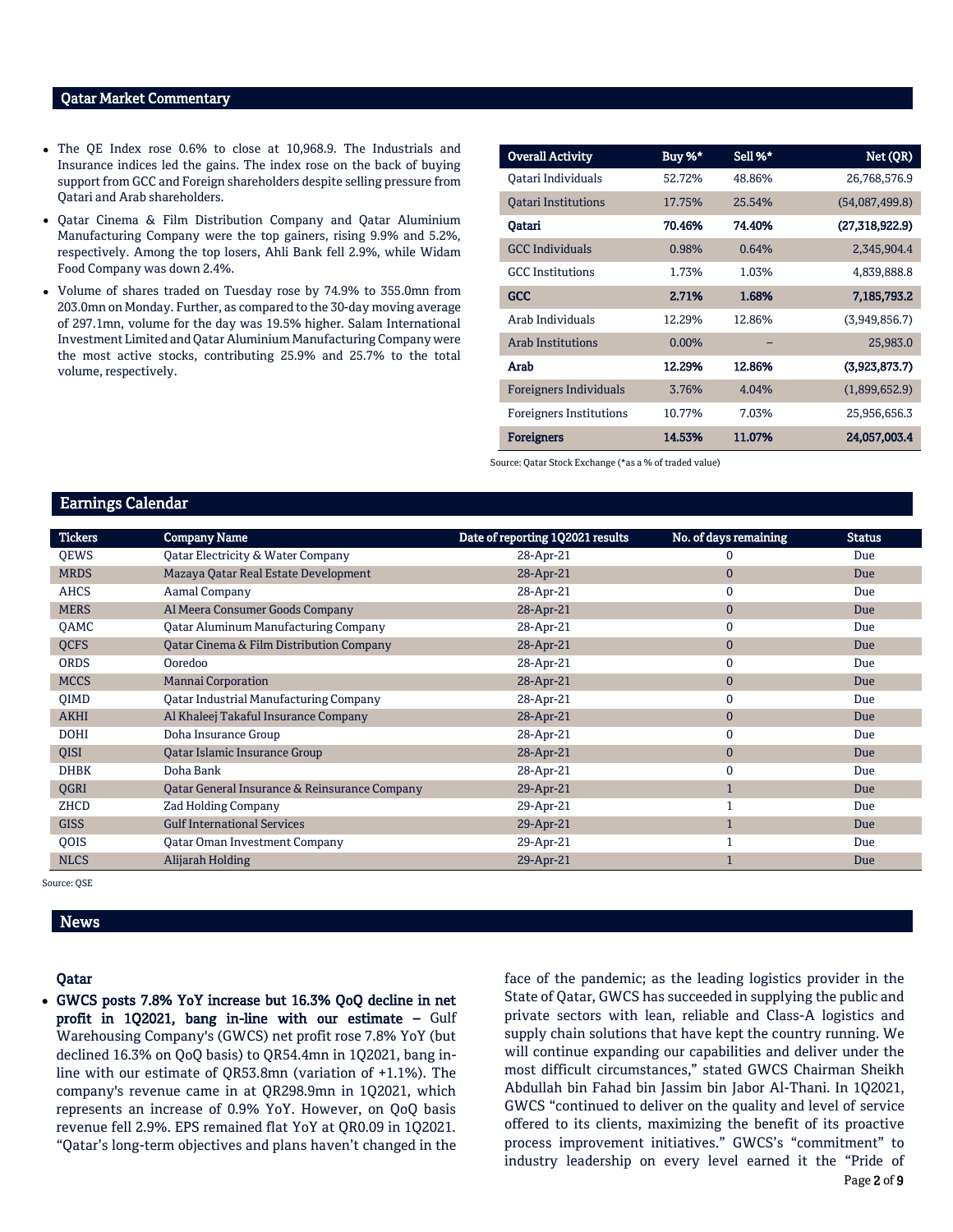## Qatar Market Commentary

- The QE Index rose 0.6% to close at 10,968.9. The Industrials and Insurance indices led the gains. The index rose on the back of buying support from GCC and Foreign shareholders despite selling pressure from Qatari and Arab shareholders.
- Qatar Cinema & Film Distribution Company and Qatar Aluminium Manufacturing Company were the top gainers, rising 9.9% and 5.2%, respectively. Among the top losers, Ahli Bank fell 2.9%, while Widam Food Company was down 2.4%.
- Volume of shares traded on Tuesday rose by 74.9% to 355.0mn from 203.0mn on Monday. Further, as compared to the 30-day moving average of 297.1mn, volume for the day was 19.5% higher. Salam International Investment Limited and Qatar Aluminium Manufacturing Company were the most active stocks, contributing 25.9% and 25.7% to the total volume, respectively.

| Overall Activity | Buy %* | Sell %* | Net (QR) |
|---|---|---|---|
| Qatari Individuals | 52.72% | 48.86% | 26,768,576.9 |
| Qatari Institutions | 17.75% | 25.54% | (54,087,499.8) |
| **Qatari** | **70.46%** | **74.40%** | **(27,318,922.9)** |
| GCC Individuals | 0.98% | 0.64% | 2,345,904.4 |
| GCC Institutions | 1.73% | 1.03% | 4,839,888.8 |
| **GCC** | **2.71%** | **1.68%** | **7,185,793.2** |
| Arab Individuals | 12.29% | 12.86% | (3,949,856.7) |
| Arab Institutions | 0.00% | – | 25,983.0 |
| **Arab** | **12.29%** | **12.86%** | **(3,923,873.7)** |
| Foreigners Individuals | 3.76% | 4.04% | (1,899,652.9) |
| Foreigners Institutions | 10.77% | 7.03% | 25,956,656.3 |
| **Foreigners** | **14.53%** | **11.07%** | **24,057,003.4** |

Source: Qatar Stock Exchange (*as a % of traded value)

## Earnings Calendar

| Tickers | Company Name | Date of reporting 1Q2021 results | No. of days remaining | Status |
|---|---|---|---|---|
| QEWS | Qatar Electricity & Water Company | 28-Apr-21 | 0 | Due |
| MRDS | Mazaya Qatar Real Estate Development | 28-Apr-21 | 0 | Due |
| AHCS | Aamal Company | 28-Apr-21 | 0 | Due |
| MERS | Al Meera Consumer Goods Company | 28-Apr-21 | 0 | Due |
| QAMC | Qatar Aluminum Manufacturing Company | 28-Apr-21 | 0 | Due |
| QCFS | Qatar Cinema & Film Distribution Company | 28-Apr-21 | 0 | Due |
| ORDS | Ooredoo | 28-Apr-21 | 0 | Due |
| MCCS | Mannai Corporation | 28-Apr-21 | 0 | Due |
| QIMD | Qatar Industrial Manufacturing Company | 28-Apr-21 | 0 | Due |
| AKHI | Al Khaleej Takaful Insurance Company | 28-Apr-21 | 0 | Due |
| DOHI | Doha Insurance Group | 28-Apr-21 | 0 | Due |
| QISI | Qatar Islamic Insurance Group | 28-Apr-21 | 0 | Due |
| DHBK | Doha Bank | 28-Apr-21 | 0 | Due |
| QGRI | Qatar General Insurance & Reinsurance Company | 29-Apr-21 | 1 | Due |
| ZHCD | Zad Holding Company | 29-Apr-21 | 1 | Due |
| GISS | Gulf International Services | 29-Apr-21 | 1 | Due |
| QOIS | Qatar Oman Investment Company | 29-Apr-21 | 1 | Due |
| NLCS | Alijarah Holding | 29-Apr-21 | 1 | Due |

Source: QSE

## News

### Qatar

- **GWCS posts 7.8% YoY increase but 16.3% QoQ decline in net profit in 1Q2021, bang in-line with our estimate –** Gulf Warehousing Company's (GWCS) net profit rose 7.8% YoY (but declined 16.3% on QoQ basis) to QR54.4mn in 1Q2021, bang in-line with our estimate of QR53.8mn (variation of +1.1%). The company's revenue came in at QR298.9mn in 1Q2021, which represents an increase of 0.9% YoY. However, on QoQ basis revenue fell 2.9%. EPS remained flat YoY at QR0.09 in 1Q2021. "Qatar's long-term objectives and plans haven't changed in the face of the pandemic; as the leading logistics provider in the State of Qatar, GWCS has succeeded in supplying the public and private sectors with lean, reliable and Class-A logistics and supply chain solutions that have kept the country running. We will continue expanding our capabilities and deliver under the most difficult circumstances," stated GWCS Chairman Sheikh Abdullah bin Fahad bin Jassim bin Jabor Al-Thani. In 1Q2021, GWCS "continued to deliver on the quality and level of service offered to its clients, maximizing the benefit of its proactive process improvement initiatives." GWCS's "commitment" to industry leadership on every level earned it the "Pride of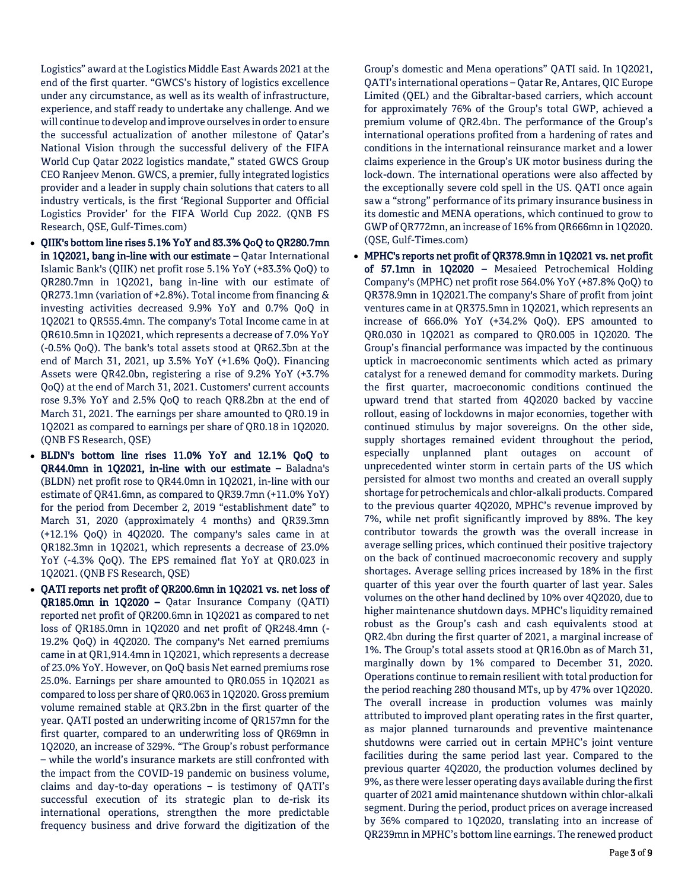Logistics" award at the Logistics Middle East Awards 2021 at the end of the first quarter. "GWCS's history of logistics excellence under any circumstance, as well as its wealth of infrastructure, experience, and staff ready to undertake any challenge. And we will continue to develop and improve ourselves in order to ensure the successful actualization of another milestone of Qatar's National Vision through the successful delivery of the FIFA World Cup Qatar 2022 logistics mandate," stated GWCS Group CEO Ranjeev Menon. GWCS, a premier, fully integrated logistics provider and a leader in supply chain solutions that caters to all industry verticals, is the first 'Regional Supporter and Official Logistics Provider' for the FIFA World Cup 2022. (QNB FS Research, QSE, Gulf-Times.com)

- **QIIK's bottom line rises 5.1% YoY and 83.3% QoQ to QR280.7mn in 1Q2021, bang in-line with our estimate –** Qatar International Islamic Bank's (QIIK) net profit rose 5.1% YoY (+83.3% QoQ) to QR280.7mn in 1Q2021, bang in-line with our estimate of QR273.1mn (variation of +2.8%). Total income from financing & investing activities decreased 9.9% YoY and 0.7% QoQ in 1Q2021 to QR555.4mn. The company's Total Income came in at QR610.5mn in 1Q2021, which represents a decrease of 7.0% YoY (-0.5% QoQ). The bank's total assets stood at QR62.3bn at the end of March 31, 2021, up 3.5% YoY (+1.6% QoQ). Financing Assets were QR42.0bn, registering a rise of 9.2% YoY (+3.7% QoQ) at the end of March 31, 2021. Customers' current accounts rose 9.3% YoY and 2.5% QoQ to reach QR8.2bn at the end of March 31, 2021. The earnings per share amounted to QR0.19 in 1Q2021 as compared to earnings per share of QR0.18 in 1Q2020. (QNB FS Research, QSE)
- **BLDN's bottom line rises 11.0% YoY and 12.1% QoQ to QR44.0mn in 1Q2021, in-line with our estimate –** Baladna's (BLDN) net profit rose to QR44.0mn in 1Q2021, in-line with our estimate of QR41.6mn, as compared to QR39.7mn (+11.0% YoY) for the period from December 2, 2019 "establishment date" to March 31, 2020 (approximately 4 months) and QR39.3mn (+12.1% QoQ) in 4Q2020. The company's sales came in at QR182.3mn in 1Q2021, which represents a decrease of 23.0% YoY (-4.3% QoQ). The EPS remained flat YoY at QR0.023 in 1Q2021. (QNB FS Research, QSE)
- **QATI reports net profit of QR200.6mn in 1Q2021 vs. net loss of QR185.0mn in 1Q2020 –** Qatar Insurance Company (QATI) reported net profit of QR200.6mn in 1Q2021 as compared to net loss of QR185.0mn in 1Q2020 and net profit of QR248.4mn (-19.2% QoQ) in 4Q2020. The company's Net earned premiums came in at QR1,914.4mn in 1Q2021, which represents a decrease of 23.0% YoY. However, on QoQ basis Net earned premiums rose 25.0%. Earnings per share amounted to QR0.055 in 1Q2021 as compared to loss per share of QR0.063 in 1Q2020. Gross premium volume remained stable at QR3.2bn in the first quarter of the year. QATI posted an underwriting income of QR157mn for the first quarter, compared to an underwriting loss of QR69mn in 1Q2020, an increase of 329%. "The Group's robust performance – while the world's insurance markets are still confronted with the impact from the COVID-19 pandemic on business volume, claims and day-to-day operations – is testimony of QATI's successful execution of its strategic plan to de-risk its international operations, strengthen the more predictable frequency business and drive forward the digitization of the Group's domestic and Mena operations" QATI said. In 1Q2021, QATI's international operations – Qatar Re, Antares, QIC Europe Limited (QEL) and the Gibraltar-based carriers, which account for approximately 76% of the Group's total GWP, achieved a premium volume of QR2.4bn. The performance of the Group's international operations profited from a hardening of rates and conditions in the international reinsurance market and a lower claims experience in the Group's UK motor business during the lock-down. The international operations were also affected by the exceptionally severe cold spell in the US. QATI once again saw a "strong" performance of its primary insurance business in its domestic and MENA operations, which continued to grow to GWP of QR772mn, an increase of 16% from QR666mn in 1Q2020. (QSE, Gulf-Times.com)
- **MPHC's reports net profit of QR378.9mn in 1Q2021 vs. net profit of 57.1mn in 1Q2020 –** Mesaieed Petrochemical Holding Company's (MPHC) net profit rose 564.0% YoY (+87.8% QoQ) to QR378.9mn in 1Q2021.The company's Share of profit from joint ventures came in at QR375.5mn in 1Q2021, which represents an increase of 666.0% YoY (+34.2% QoQ). EPS amounted to QR0.030 in 1Q2021 as compared to QR0.005 in 1Q2020. The Group's financial performance was impacted by the continuous uptick in macroeconomic sentiments which acted as primary catalyst for a renewed demand for commodity markets. During the first quarter, macroeconomic conditions continued the upward trend that started from 4Q2020 backed by vaccine rollout, easing of lockdowns in major economies, together with continued stimulus by major sovereigns. On the other side, supply shortages remained evident throughout the period, especially unplanned plant outages on account of unprecedented winter storm in certain parts of the US which persisted for almost two months and created an overall supply shortage for petrochemicals and chlor-alkali products. Compared to the previous quarter 4Q2020, MPHC's revenue improved by 7%, while net profit significantly improved by 88%. The key contributor towards the growth was the overall increase in average selling prices, which continued their positive trajectory on the back of continued macroeconomic recovery and supply shortages. Average selling prices increased by 18% in the first quarter of this year over the fourth quarter of last year. Sales volumes on the other hand declined by 10% over 4Q2020, due to higher maintenance shutdown days. MPHC's liquidity remained robust as the Group's cash and cash equivalents stood at QR2.4bn during the first quarter of 2021, a marginal increase of 1%. The Group's total assets stood at QR16.0bn as of March 31, marginally down by 1% compared to December 31, 2020. Operations continue to remain resilient with total production for the period reaching 280 thousand MTs, up by 47% over 1Q2020. The overall increase in production volumes was mainly attributed to improved plant operating rates in the first quarter, as major planned turnarounds and preventive maintenance shutdowns were carried out in certain MPHC's joint venture facilities during the same period last year. Compared to the previous quarter 4Q2020, the production volumes declined by 9%, as there were lesser operating days available during the first quarter of 2021 amid maintenance shutdown within chlor-alkali segment. During the period, product prices on average increased by 36% compared to 1Q2020, translating into an increase of QR239mn in MPHC's bottom line earnings. The renewed product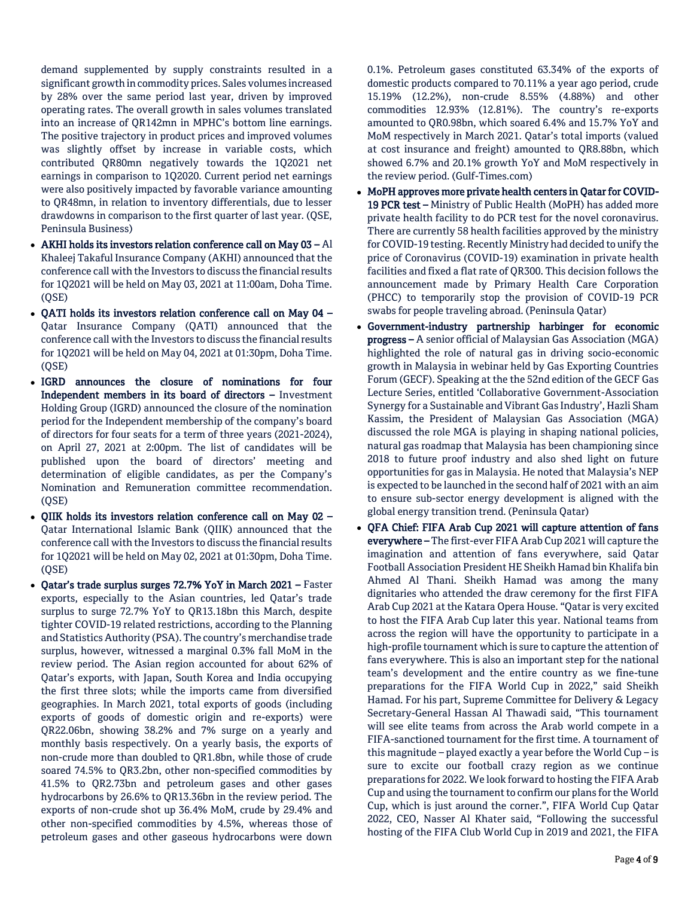demand supplemented by supply constraints resulted in a significant growth in commodity prices. Sales volumes increased by 28% over the same period last year, driven by improved operating rates. The overall growth in sales volumes translated into an increase of QR142mn in MPHC's bottom line earnings. The positive trajectory in product prices and improved volumes was slightly offset by increase in variable costs, which contributed QR80mn negatively towards the 1Q2021 net earnings in comparison to 1Q2020. Current period net earnings were also positively impacted by favorable variance amounting to QR48mn, in relation to inventory differentials, due to lesser drawdowns in comparison to the first quarter of last year. (QSE, Peninsula Business)

- **AKHI holds its investors relation conference call on May 03 –** Al Khaleej Takaful Insurance Company (AKHI) announced that the conference call with the Investors to discuss the financial results for 1Q2021 will be held on May 03, 2021 at 11:00am, Doha Time. (QSE)
- **QATI holds its investors relation conference call on May 04 –** Qatar Insurance Company (QATI) announced that the conference call with the Investors to discuss the financial results for 1Q2021 will be held on May 04, 2021 at 01:30pm, Doha Time. (QSE)
- **IGRD announces the closure of nominations for four Independent members in its board of directors –** Investment Holding Group (IGRD) announced the closure of the nomination period for the Independent membership of the company's board of directors for four seats for a term of three years (2021-2024), on April 27, 2021 at 2:00pm. The list of candidates will be published upon the board of directors' meeting and determination of eligible candidates, as per the Company's Nomination and Remuneration committee recommendation. (QSE)
- **QIIK holds its investors relation conference call on May 02 –** Qatar International Islamic Bank (QIIK) announced that the conference call with the Investors to discuss the financial results for 1Q2021 will be held on May 02, 2021 at 01:30pm, Doha Time. (QSE)
- **Qatar's trade surplus surges 72.7% YoY in March 2021 –** Faster exports, especially to the Asian countries, led Qatar's trade surplus to surge 72.7% YoY to QR13.18bn this March, despite tighter COVID-19 related restrictions, according to the Planning and Statistics Authority (PSA). The country's merchandise trade surplus, however, witnessed a marginal 0.3% fall MoM in the review period. The Asian region accounted for about 62% of Qatar's exports, with Japan, South Korea and India occupying the first three slots; while the imports came from diversified geographies. In March 2021, total exports of goods (including exports of goods of domestic origin and re-exports) were QR22.06bn, showing 38.2% and 7% surge on a yearly and monthly basis respectively. On a yearly basis, the exports of non-crude more than doubled to QR1.8bn, while those of crude soared 74.5% to QR3.2bn, other non-specified commodities by 41.5% to QR2.73bn and petroleum gases and other gases hydrocarbons by 26.6% to QR13.36bn in the review period. The exports of non-crude shot up 36.4% MoM, crude by 29.4% and other non-specified commodities by 4.5%, whereas those of petroleum gases and other gaseous hydrocarbons were down 0.1%. Petroleum gases constituted 63.34% of the exports of domestic products compared to 70.11% a year ago period, crude 15.19% (12.2%), non-crude 8.55% (4.88%) and other commodities 12.93% (12.81%). The country's re-exports amounted to QR0.98bn, which soared 6.4% and 15.7% YoY and MoM respectively in March 2021. Qatar's total imports (valued at cost insurance and freight) amounted to QR8.88bn, which showed 6.7% and 20.1% growth YoY and MoM respectively in the review period. (Gulf-Times.com)
- **MoPH approves more private health centers in Qatar for COVID-19 PCR test –** Ministry of Public Health (MoPH) has added more private health facility to do PCR test for the novel coronavirus. There are currently 58 health facilities approved by the ministry for COVID-19 testing. Recently Ministry had decided to unify the price of Coronavirus (COVID-19) examination in private health facilities and fixed a flat rate of QR300. This decision follows the announcement made by Primary Health Care Corporation (PHCC) to temporarily stop the provision of COVID-19 PCR swabs for people traveling abroad. (Peninsula Qatar)
- **Government-industry partnership harbinger for economic progress –** A senior official of Malaysian Gas Association (MGA) highlighted the role of natural gas in driving socio-economic growth in Malaysia in webinar held by Gas Exporting Countries Forum (GECF). Speaking at the the 52nd edition of the GECF Gas Lecture Series, entitled 'Collaborative Government-Association Synergy for a Sustainable and Vibrant Gas Industry', Hazli Sham Kassim, the President of Malaysian Gas Association (MGA) discussed the role MGA is playing in shaping national policies, natural gas roadmap that Malaysia has been championing since 2018 to future proof industry and also shed light on future opportunities for gas in Malaysia. He noted that Malaysia's NEP is expected to be launched in the second half of 2021 with an aim to ensure sub-sector energy development is aligned with the global energy transition trend. (Peninsula Qatar)
- **QFA Chief: FIFA Arab Cup 2021 will capture attention of fans everywhere –** The first-ever FIFA Arab Cup 2021 will capture the imagination and attention of fans everywhere, said Qatar Football Association President HE Sheikh Hamad bin Khalifa bin Ahmed Al Thani. Sheikh Hamad was among the many dignitaries who attended the draw ceremony for the first FIFA Arab Cup 2021 at the Katara Opera House. "Qatar is very excited to host the FIFA Arab Cup later this year. National teams from across the region will have the opportunity to participate in a high-profile tournament which is sure to capture the attention of fans everywhere. This is also an important step for the national team's development and the entire country as we fine-tune preparations for the FIFA World Cup in 2022," said Sheikh Hamad. For his part, Supreme Committee for Delivery & Legacy Secretary-General Hassan Al Thawadi said, "This tournament will see elite teams from across the Arab world compete in a FIFA-sanctioned tournament for the first time. A tournament of this magnitude – played exactly a year before the World Cup – is sure to excite our football crazy region as we continue preparations for 2022. We look forward to hosting the FIFA Arab Cup and using the tournament to confirm our plans for the World Cup, which is just around the corner.", FIFA World Cup Qatar 2022, CEO, Nasser Al Khater said, "Following the successful hosting of the FIFA Club World Cup in 2019 and 2021, the FIFA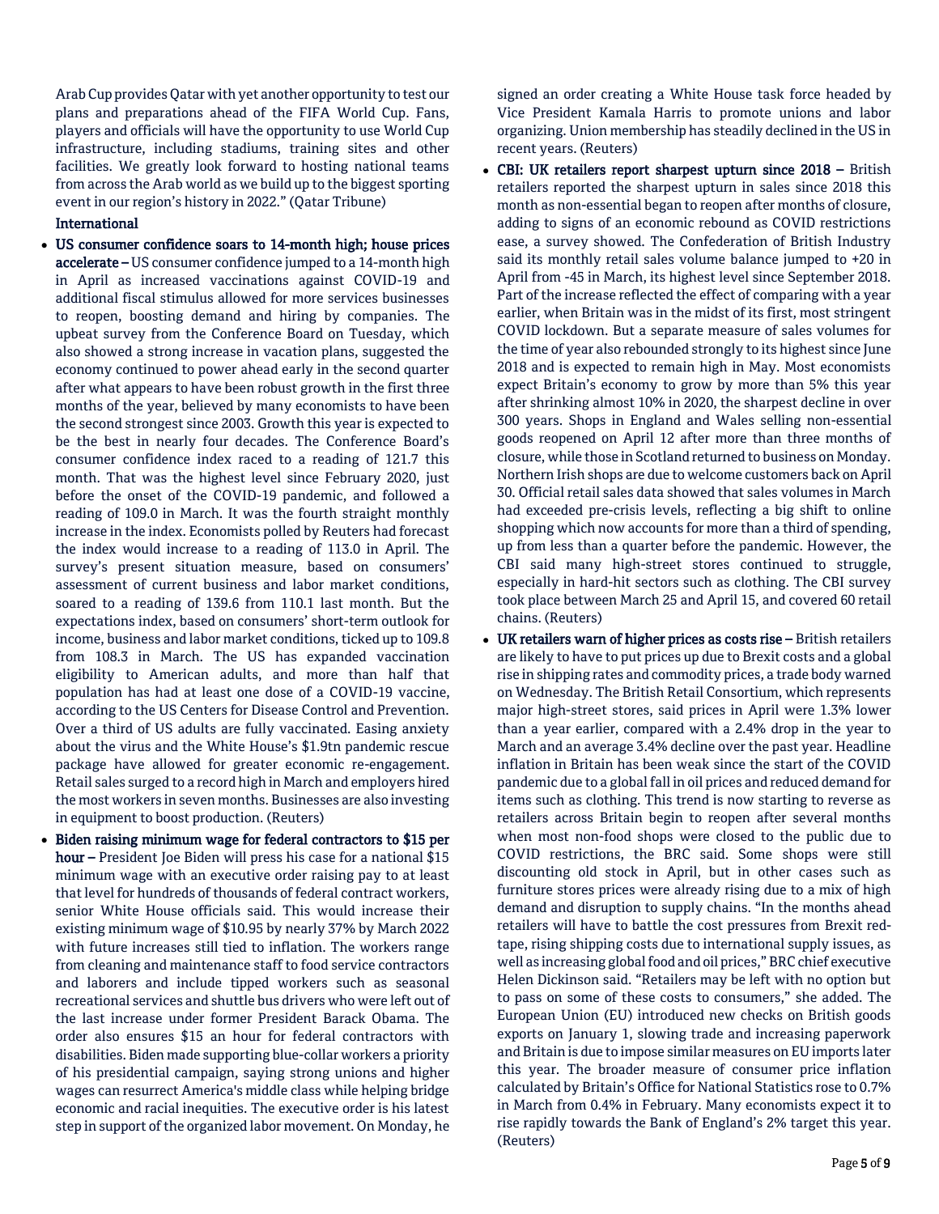Arab Cup provides Qatar with yet another opportunity to test our plans and preparations ahead of the FIFA World Cup. Fans, players and officials will have the opportunity to use World Cup infrastructure, including stadiums, training sites and other facilities. We greatly look forward to hosting national teams from across the Arab world as we build up to the biggest sporting event in our region's history in 2022." (Qatar Tribune)

## International

- **US consumer confidence soars to 14-month high; house prices accelerate –** US consumer confidence jumped to a 14-month high in April as increased vaccinations against COVID-19 and additional fiscal stimulus allowed for more services businesses to reopen, boosting demand and hiring by companies. The upbeat survey from the Conference Board on Tuesday, which also showed a strong increase in vacation plans, suggested the economy continued to power ahead early in the second quarter after what appears to have been robust growth in the first three months of the year, believed by many economists to have been the second strongest since 2003. Growth this year is expected to be the best in nearly four decades. The Conference Board's consumer confidence index raced to a reading of 121.7 this month. That was the highest level since February 2020, just before the onset of the COVID-19 pandemic, and followed a reading of 109.0 in March. It was the fourth straight monthly increase in the index. Economists polled by Reuters had forecast the index would increase to a reading of 113.0 in April. The survey's present situation measure, based on consumers' assessment of current business and labor market conditions, soared to a reading of 139.6 from 110.1 last month. But the expectations index, based on consumers' short-term outlook for income, business and labor market conditions, ticked up to 109.8 from 108.3 in March. The US has expanded vaccination eligibility to American adults, and more than half that population has had at least one dose of a COVID-19 vaccine, according to the US Centers for Disease Control and Prevention. Over a third of US adults are fully vaccinated. Easing anxiety about the virus and the White House's $1.9tn pandemic rescue package have allowed for greater economic re-engagement. Retail sales surged to a record high in March and employers hired the most workers in seven months. Businesses are also investing in equipment to boost production. (Reuters)
- **Biden raising minimum wage for federal contractors to $15 per hour –** President Joe Biden will press his case for a national $15 minimum wage with an executive order raising pay to at least that level for hundreds of thousands of federal contract workers, senior White House officials said. This would increase their existing minimum wage of $10.95 by nearly 37% by March 2022 with future increases still tied to inflation. The workers range from cleaning and maintenance staff to food service contractors and laborers and include tipped workers such as seasonal recreational services and shuttle bus drivers who were left out of the last increase under former President Barack Obama. The order also ensures $15 an hour for federal contractors with disabilities. Biden made supporting blue-collar workers a priority of his presidential campaign, saying strong unions and higher wages can resurrect America's middle class while helping bridge economic and racial inequities. The executive order is his latest step in support of the organized labor movement. On Monday, he signed an order creating a White House task force headed by Vice President Kamala Harris to promote unions and labor organizing. Union membership has steadily declined in the US in recent years. (Reuters)
- **CBI: UK retailers report sharpest upturn since 2018 –** British retailers reported the sharpest upturn in sales since 2018 this month as non-essential began to reopen after months of closure, adding to signs of an economic rebound as COVID restrictions ease, a survey showed. The Confederation of British Industry said its monthly retail sales volume balance jumped to +20 in April from -45 in March, its highest level since September 2018. Part of the increase reflected the effect of comparing with a year earlier, when Britain was in the midst of its first, most stringent COVID lockdown. But a separate measure of sales volumes for the time of year also rebounded strongly to its highest since June 2018 and is expected to remain high in May. Most economists expect Britain's economy to grow by more than 5% this year after shrinking almost 10% in 2020, the sharpest decline in over 300 years. Shops in England and Wales selling non-essential goods reopened on April 12 after more than three months of closure, while those in Scotland returned to business on Monday. Northern Irish shops are due to welcome customers back on April 30. Official retail sales data showed that sales volumes in March had exceeded pre-crisis levels, reflecting a big shift to online shopping which now accounts for more than a third of spending, up from less than a quarter before the pandemic. However, the CBI said many high-street stores continued to struggle, especially in hard-hit sectors such as clothing. The CBI survey took place between March 25 and April 15, and covered 60 retail chains. (Reuters)
- **UK retailers warn of higher prices as costs rise –** British retailers are likely to have to put prices up due to Brexit costs and a global rise in shipping rates and commodity prices, a trade body warned on Wednesday. The British Retail Consortium, which represents major high-street stores, said prices in April were 1.3% lower than a year earlier, compared with a 2.4% drop in the year to March and an average 3.4% decline over the past year. Headline inflation in Britain has been weak since the start of the COVID pandemic due to a global fall in oil prices and reduced demand for items such as clothing. This trend is now starting to reverse as retailers across Britain begin to reopen after several months when most non-food shops were closed to the public due to COVID restrictions, the BRC said. Some shops were still discounting old stock in April, but in other cases such as furniture stores prices were already rising due to a mix of high demand and disruption to supply chains. "In the months ahead retailers will have to battle the cost pressures from Brexit red-tape, rising shipping costs due to international supply issues, as well as increasing global food and oil prices," BRC chief executive Helen Dickinson said. "Retailers may be left with no option but to pass on some of these costs to consumers," she added. The European Union (EU) introduced new checks on British goods exports on January 1, slowing trade and increasing paperwork and Britain is due to impose similar measures on EU imports later this year. The broader measure of consumer price inflation calculated by Britain's Office for National Statistics rose to 0.7% in March from 0.4% in February. Many economists expect it to rise rapidly towards the Bank of England's 2% target this year. (Reuters)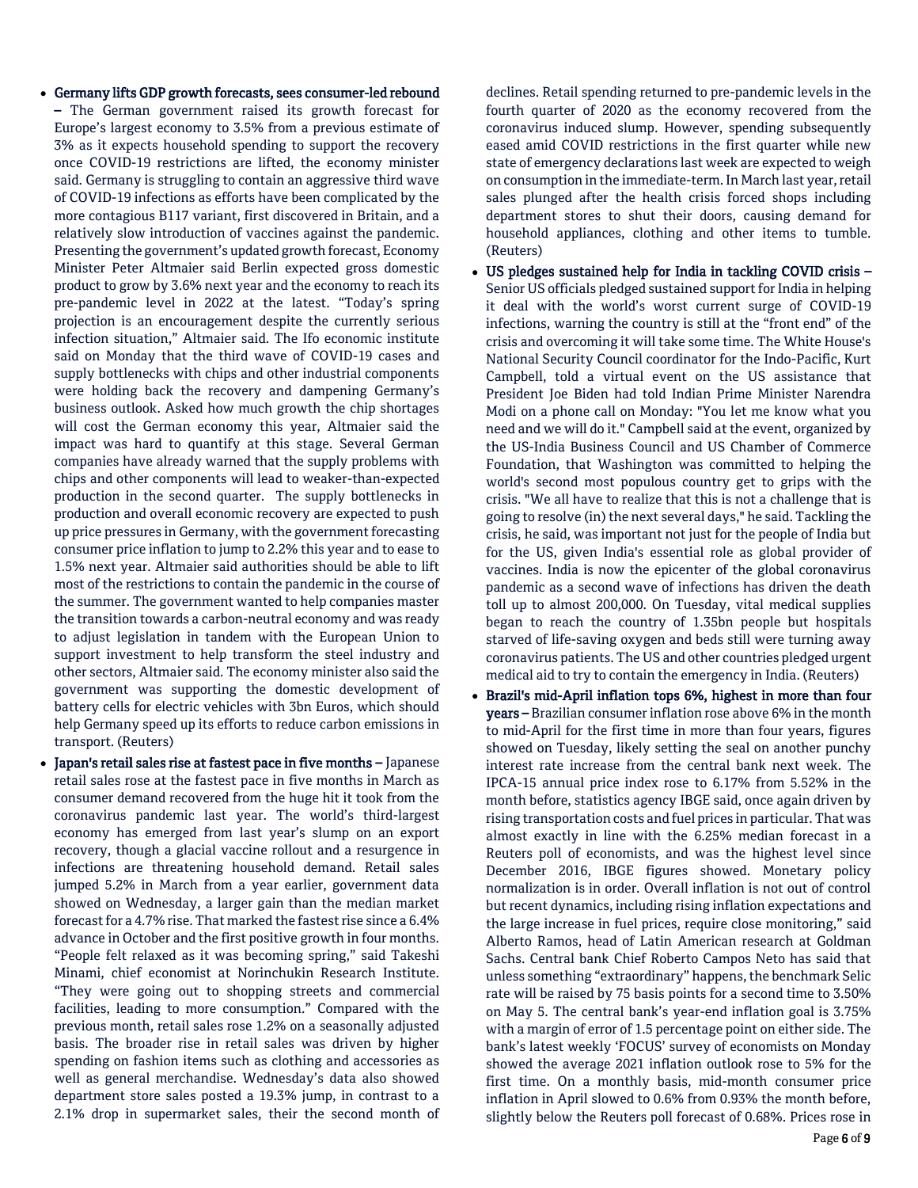- **Germany lifts GDP growth forecasts, sees consumer-led rebound –** The German government raised its growth forecast for Europe's largest economy to 3.5% from a previous estimate of 3% as it expects household spending to support the recovery once COVID-19 restrictions are lifted, the economy minister said. Germany is struggling to contain an aggressive third wave of COVID-19 infections as efforts have been complicated by the more contagious B117 variant, first discovered in Britain, and a relatively slow introduction of vaccines against the pandemic. Presenting the government's updated growth forecast, Economy Minister Peter Altmaier said Berlin expected gross domestic product to grow by 3.6% next year and the economy to reach its pre-pandemic level in 2022 at the latest. "Today's spring projection is an encouragement despite the currently serious infection situation," Altmaier said. The Ifo economic institute said on Monday that the third wave of COVID-19 cases and supply bottlenecks with chips and other industrial components were holding back the recovery and dampening Germany's business outlook. Asked how much growth the chip shortages will cost the German economy this year, Altmaier said the impact was hard to quantify at this stage. Several German companies have already warned that the supply problems with chips and other components will lead to weaker-than-expected production in the second quarter. The supply bottlenecks in production and overall economic recovery are expected to push up price pressures in Germany, with the government forecasting consumer price inflation to jump to 2.2% this year and to ease to 1.5% next year. Altmaier said authorities should be able to lift most of the restrictions to contain the pandemic in the course of the summer. The government wanted to help companies master the transition towards a carbon-neutral economy and was ready to adjust legislation in tandem with the European Union to support investment to help transform the steel industry and other sectors, Altmaier said. The economy minister also said the government was supporting the domestic development of battery cells for electric vehicles with 3bn Euros, which should help Germany speed up its efforts to reduce carbon emissions in transport. (Reuters)
- **Japan's retail sales rise at fastest pace in five months –** Japanese retail sales rose at the fastest pace in five months in March as consumer demand recovered from the huge hit it took from the coronavirus pandemic last year. The world's third-largest economy has emerged from last year's slump on an export recovery, though a glacial vaccine rollout and a resurgence in infections are threatening household demand. Retail sales jumped 5.2% in March from a year earlier, government data showed on Wednesday, a larger gain than the median market forecast for a 4.7% rise. That marked the fastest rise since a 6.4% advance in October and the first positive growth in four months. "People felt relaxed as it was becoming spring," said Takeshi Minami, chief economist at Norinchukin Research Institute. "They were going out to shopping streets and commercial facilities, leading to more consumption." Compared with the previous month, retail sales rose 1.2% on a seasonally adjusted basis. The broader rise in retail sales was driven by higher spending on fashion items such as clothing and accessories as well as general merchandise. Wednesday's data also showed department store sales posted a 19.3% jump, in contrast to a 2.1% drop in supermarket sales, their the second month of declines. Retail spending returned to pre-pandemic levels in the fourth quarter of 2020 as the economy recovered from the coronavirus induced slump. However, spending subsequently eased amid COVID restrictions in the first quarter while new state of emergency declarations last week are expected to weigh on consumption in the immediate-term. In March last year, retail sales plunged after the health crisis forced shops including department stores to shut their doors, causing demand for household appliances, clothing and other items to tumble. (Reuters)
- **US pledges sustained help for India in tackling COVID crisis –** Senior US officials pledged sustained support for India in helping it deal with the world's worst current surge of COVID-19 infections, warning the country is still at the "front end" of the crisis and overcoming it will take some time. The White House's National Security Council coordinator for the Indo-Pacific, Kurt Campbell, told a virtual event on the US assistance that President Joe Biden had told Indian Prime Minister Narendra Modi on a phone call on Monday: "You let me know what you need and we will do it." Campbell said at the event, organized by the US-India Business Council and US Chamber of Commerce Foundation, that Washington was committed to helping the world's second most populous country get to grips with the crisis. "We all have to realize that this is not a challenge that is going to resolve (in) the next several days," he said. Tackling the crisis, he said, was important not just for the people of India but for the US, given India's essential role as global provider of vaccines. India is now the epicenter of the global coronavirus pandemic as a second wave of infections has driven the death toll up to almost 200,000. On Tuesday, vital medical supplies began to reach the country of 1.35bn people but hospitals starved of life-saving oxygen and beds still were turning away coronavirus patients. The US and other countries pledged urgent medical aid to try to contain the emergency in India. (Reuters)
- **Brazil's mid-April inflation tops 6%, highest in more than four years –** Brazilian consumer inflation rose above 6% in the month to mid-April for the first time in more than four years, figures showed on Tuesday, likely setting the seal on another punchy interest rate increase from the central bank next week. The IPCA-15 annual price index rose to 6.17% from 5.52% in the month before, statistics agency IBGE said, once again driven by rising transportation costs and fuel prices in particular. That was almost exactly in line with the 6.25% median forecast in a Reuters poll of economists, and was the highest level since December 2016, IBGE figures showed. Monetary policy normalization is in order. Overall inflation is not out of control but recent dynamics, including rising inflation expectations and the large increase in fuel prices, require close monitoring," said Alberto Ramos, head of Latin American research at Goldman Sachs. Central bank Chief Roberto Campos Neto has said that unless something "extraordinary" happens, the benchmark Selic rate will be raised by 75 basis points for a second time to 3.50% on May 5. The central bank's year-end inflation goal is 3.75% with a margin of error of 1.5 percentage point on either side. The bank's latest weekly 'FOCUS' survey of economists on Monday showed the average 2021 inflation outlook rose to 5% for the first time. On a monthly basis, mid-month consumer price inflation in April slowed to 0.6% from 0.93% the month before, slightly below the Reuters poll forecast of 0.68%. Prices rose in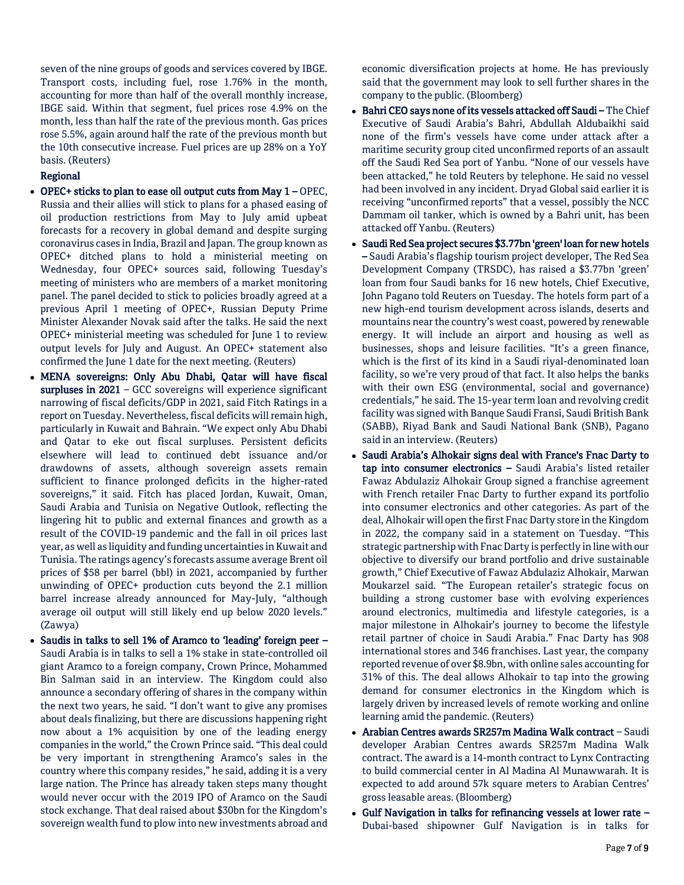seven of the nine groups of goods and services covered by IBGE. Transport costs, including fuel, rose 1.76% in the month, accounting for more than half of the overall monthly increase, IBGE said. Within that segment, fuel prices rose 4.9% on the month, less than half the rate of the previous month. Gas prices rose 5.5%, again around half the rate of the previous month but the 10th consecutive increase. Fuel prices are up 28% on a YoY basis. (Reuters)

### Regional

- **OPEC+ sticks to plan to ease oil output cuts from May 1 –** OPEC, Russia and their allies will stick to plans for a phased easing of oil production restrictions from May to July amid upbeat forecasts for a recovery in global demand and despite surging coronavirus cases in India, Brazil and Japan. The group known as OPEC+ ditched plans to hold a ministerial meeting on Wednesday, four OPEC+ sources said, following Tuesday's meeting of ministers who are members of a market monitoring panel. The panel decided to stick to policies broadly agreed at a previous April 1 meeting of OPEC+, Russian Deputy Prime Minister Alexander Novak said after the talks. He said the next OPEC+ ministerial meeting was scheduled for June 1 to review output levels for July and August. An OPEC+ statement also confirmed the June 1 date for the next meeting. (Reuters)
- **MENA sovereigns: Only Abu Dhabi, Qatar will have fiscal surpluses in 2021** – GCC sovereigns will experience significant narrowing of fiscal deficits/GDP in 2021, said Fitch Ratings in a report on Tuesday. Nevertheless, fiscal deficits will remain high, particularly in Kuwait and Bahrain. "We expect only Abu Dhabi and Qatar to eke out fiscal surpluses. Persistent deficits elsewhere will lead to continued debt issuance and/or drawdowns of assets, although sovereign assets remain sufficient to finance prolonged deficits in the higher-rated sovereigns," it said. Fitch has placed Jordan, Kuwait, Oman, Saudi Arabia and Tunisia on Negative Outlook, reflecting the lingering hit to public and external finances and growth as a result of the COVID-19 pandemic and the fall in oil prices last year, as well as liquidity and funding uncertainties in Kuwait and Tunisia. The ratings agency's forecasts assume average Brent oil prices of $58 per barrel (bbl) in 2021, accompanied by further unwinding of OPEC+ production cuts beyond the 2.1 million barrel increase already announced for May-July, "although average oil output will still likely end up below 2020 levels." (Zawya)
- **Saudis in talks to sell 1% of Aramco to 'leading' foreign peer –** Saudi Arabia is in talks to sell a 1% stake in state-controlled oil giant Aramco to a foreign company, Crown Prince, Mohammed Bin Salman said in an interview. The Kingdom could also announce a secondary offering of shares in the company within the next two years, he said. "I don't want to give any promises about deals finalizing, but there are discussions happening right now about a 1% acquisition by one of the leading energy companies in the world," the Crown Prince said. "This deal could be very important in strengthening Aramco's sales in the country where this company resides," he said, adding it is a very large nation. The Prince has already taken steps many thought would never occur with the 2019 IPO of Aramco on the Saudi stock exchange. That deal raised about $30bn for the Kingdom's sovereign wealth fund to plow into new investments abroad and economic diversification projects at home. He has previously said that the government may look to sell further shares in the company to the public. (Bloomberg)
- **Bahri CEO says none of its vessels attacked off Saudi –** The Chief Executive of Saudi Arabia's Bahri, Abdullah Aldubaikhi said none of the firm's vessels have come under attack after a maritime security group cited unconfirmed reports of an assault off the Saudi Red Sea port of Yanbu. "None of our vessels have been attacked," he told Reuters by telephone. He said no vessel had been involved in any incident. Dryad Global said earlier it is receiving "unconfirmed reports" that a vessel, possibly the NCC Dammam oil tanker, which is owned by a Bahri unit, has been attacked off Yanbu. (Reuters)
- **Saudi Red Sea project secures $3.77bn 'green' loan for new hotels –** Saudi Arabia's flagship tourism project developer, The Red Sea Development Company (TRSDC), has raised a $3.77bn 'green' loan from four Saudi banks for 16 new hotels, Chief Executive, John Pagano told Reuters on Tuesday. The hotels form part of a new high-end tourism development across islands, deserts and mountains near the country's west coast, powered by renewable energy. It will include an airport and housing as well as businesses, shops and leisure facilities. "It's a green finance, which is the first of its kind in a Saudi riyal-denominated loan facility, so we're very proud of that fact. It also helps the banks with their own ESG (environmental, social and governance) credentials," he said. The 15-year term loan and revolving credit facility was signed with Banque Saudi Fransi, Saudi British Bank (SABB), Riyad Bank and Saudi National Bank (SNB), Pagano said in an interview. (Reuters)
- **Saudi Arabia's Alhokair signs deal with France's Fnac Darty to tap into consumer electronics –** Saudi Arabia's listed retailer Fawaz Abdulaziz Alhokair Group signed a franchise agreement with French retailer Fnac Darty to further expand its portfolio into consumer electronics and other categories. As part of the deal, Alhokair will open the first Fnac Darty store in the Kingdom in 2022, the company said in a statement on Tuesday. "This strategic partnership with Fnac Darty is perfectly in line with our objective to diversify our brand portfolio and drive sustainable growth," Chief Executive of Fawaz Abdulaziz Alhokair, Marwan Moukarzel said. "The European retailer's strategic focus on building a strong customer base with evolving experiences around electronics, multimedia and lifestyle categories, is a major milestone in Alhokair's journey to become the lifestyle retail partner of choice in Saudi Arabia." Fnac Darty has 908 international stores and 346 franchises. Last year, the company reported revenue of over $8.9bn, with online sales accounting for 31% of this. The deal allows Alhokair to tap into the growing demand for consumer electronics in the Kingdom which is largely driven by increased levels of remote working and online learning amid the pandemic. (Reuters)
- **Arabian Centres awards SR257m Madina Walk contract** – Saudi developer Arabian Centres awards SR257m Madina Walk contract. The award is a 14-month contract to Lynx Contracting to build commercial center in Al Madina Al Munawwarah. It is expected to add around 57k square meters to Arabian Centres' gross leasable areas. (Bloomberg)
- **Gulf Navigation in talks for refinancing vessels at lower rate –** Dubai-based shipowner Gulf Navigation is in talks for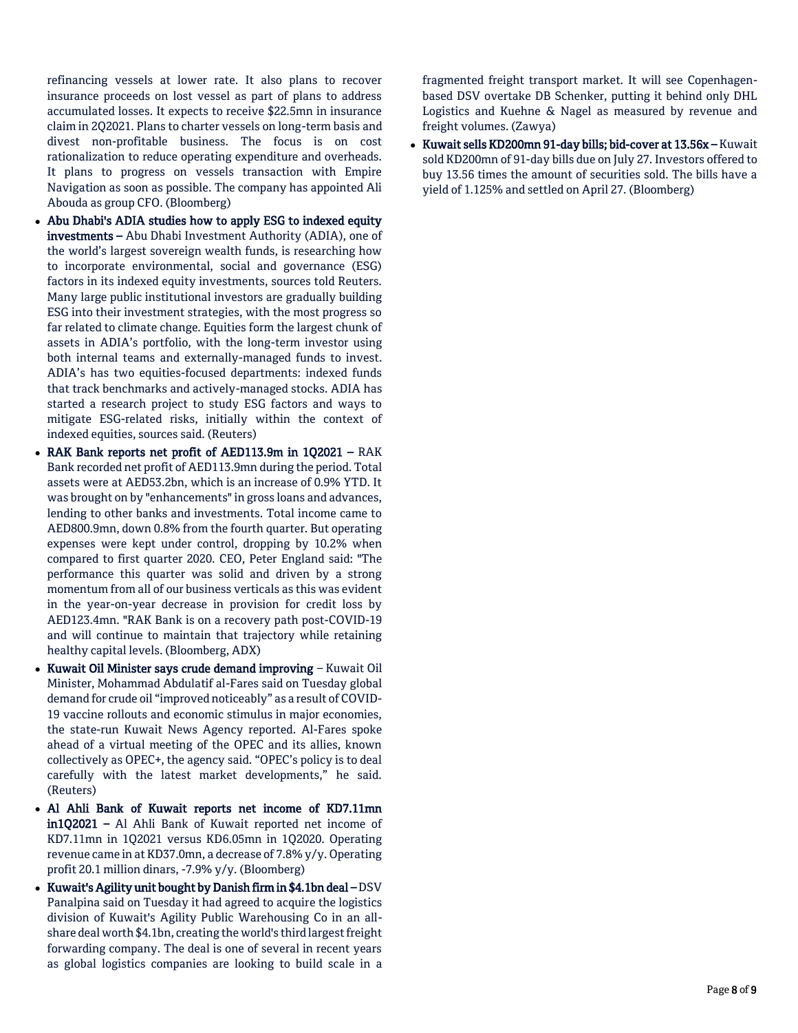refinancing vessels at lower rate. It also plans to recover insurance proceeds on lost vessel as part of plans to address accumulated losses. It expects to receive $22.5mn in insurance claim in 2Q2021. Plans to charter vessels on long-term basis and divest non-profitable business. The focus is on cost rationalization to reduce operating expenditure and overheads. It plans to progress on vessels transaction with Empire Navigation as soon as possible. The company has appointed Ali Abouda as group CFO. (Bloomberg)

- **Abu Dhabi's ADIA studies how to apply ESG to indexed equity investments –** Abu Dhabi Investment Authority (ADIA), one of the world's largest sovereign wealth funds, is researching how to incorporate environmental, social and governance (ESG) factors in its indexed equity investments, sources told Reuters. Many large public institutional investors are gradually building ESG into their investment strategies, with the most progress so far related to climate change. Equities form the largest chunk of assets in ADIA's portfolio, with the long-term investor using both internal teams and externally-managed funds to invest. ADIA's has two equities-focused departments: indexed funds that track benchmarks and actively-managed stocks. ADIA has started a research project to study ESG factors and ways to mitigate ESG-related risks, initially within the context of indexed equities, sources said. (Reuters)
- **RAK Bank reports net profit of AED113.9m in 1Q2021 –** RAK Bank recorded net profit of AED113.9mn during the period. Total assets were at AED53.2bn, which is an increase of 0.9% YTD. It was brought on by "enhancements" in gross loans and advances, lending to other banks and investments. Total income came to AED800.9mn, down 0.8% from the fourth quarter. But operating expenses were kept under control, dropping by 10.2% when compared to first quarter 2020. CEO, Peter England said: "The performance this quarter was solid and driven by a strong momentum from all of our business verticals as this was evident in the year-on-year decrease in provision for credit loss by AED123.4mn. "RAK Bank is on a recovery path post-COVID-19 and will continue to maintain that trajectory while retaining healthy capital levels. (Bloomberg, ADX)
- **Kuwait Oil Minister says crude demand improving** – Kuwait Oil Minister, Mohammad Abdulatif al-Fares said on Tuesday global demand for crude oil "improved noticeably" as a result of COVID-19 vaccine rollouts and economic stimulus in major economies, the state-run Kuwait News Agency reported. Al-Fares spoke ahead of a virtual meeting of the OPEC and its allies, known collectively as OPEC+, the agency said. "OPEC's policy is to deal carefully with the latest market developments," he said. (Reuters)
- **Al Ahli Bank of Kuwait reports net income of KD7.11mn in1Q2021 –** Al Ahli Bank of Kuwait reported net income of KD7.11mn in 1Q2021 versus KD6.05mn in 1Q2020. Operating revenue came in at KD37.0mn, a decrease of 7.8% y/y. Operating profit 20.1 million dinars, -7.9% y/y. (Bloomberg)
- **Kuwait's Agility unit bought by Danish firm in $4.1bn deal –** DSV Panalpina said on Tuesday it had agreed to acquire the logistics division of Kuwait's Agility Public Warehousing Co in an all-share deal worth $4.1bn, creating the world's third largest freight forwarding company. The deal is one of several in recent years as global logistics companies are looking to build scale in a fragmented freight transport market. It will see Copenhagen-based DSV overtake DB Schenker, putting it behind only DHL Logistics and Kuehne & Nagel as measured by revenue and freight volumes. (Zawya)
- **Kuwait sells KD200mn 91-day bills; bid-cover at 13.56x –** Kuwait sold KD200mn of 91-day bills due on July 27. Investors offered to buy 13.56 times the amount of securities sold. The bills have a yield of 1.125% and settled on April 27. (Bloomberg)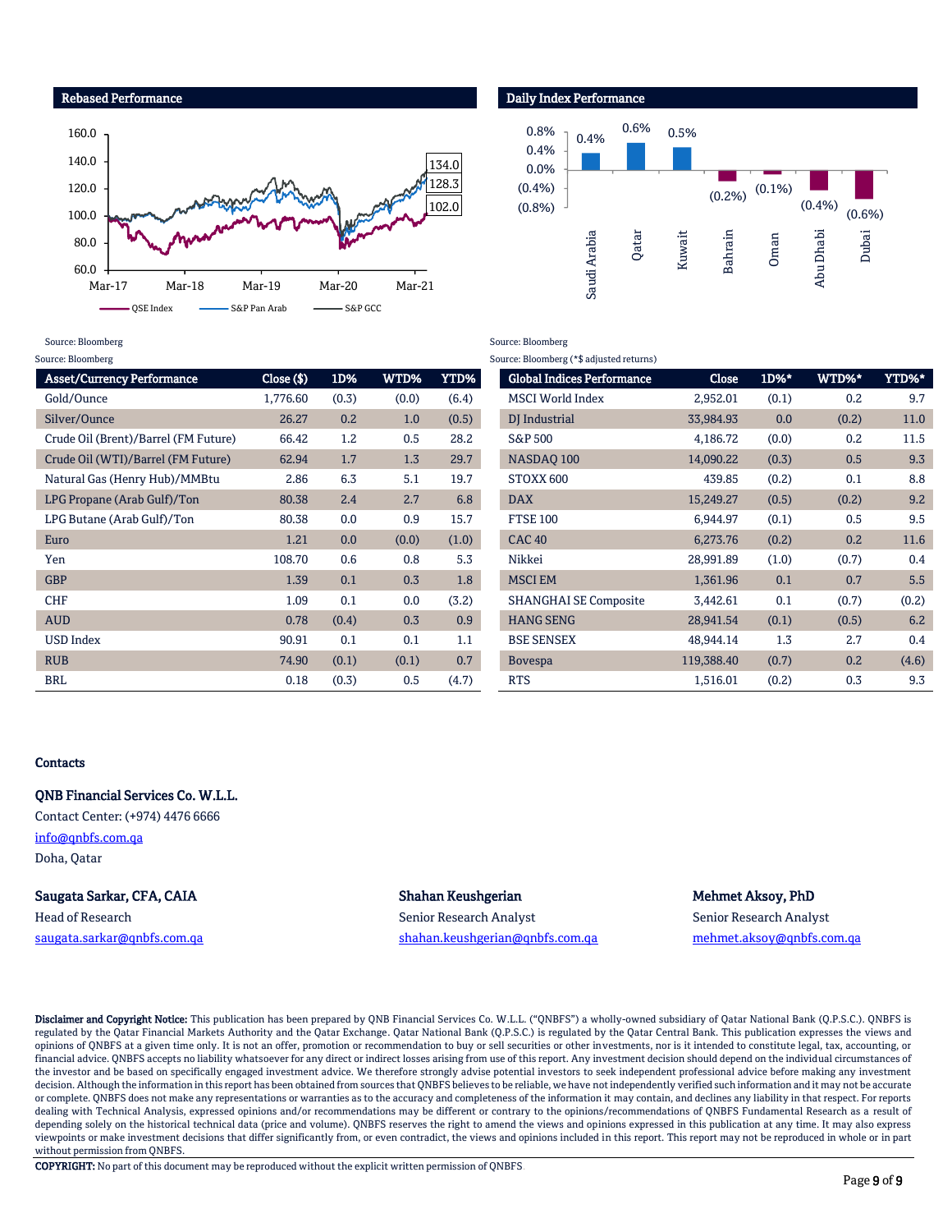## Rebased Performance

160.0
140.0
120.0
100.0
80.0
60.0

Mar-17 Mar-18 Mar-19 Mar-20 Mar-21

134.0
128.3
102.0

QSE Index S&P Pan Arab S&P GCC

Source: Bloomberg

## Daily Index Performance

0.8%
0.4%
0.0%
(0.4%)
(0.8%)

0.4% 0.6% 0.5% (0.2%) (0.1%) (0.4%) (0.6%)

Saudi Arabia Qatar Kuwait Bahrain Oman Abu Dhabi Dubai

Source: Bloomberg

Source: Bloomberg

| Asset/Currency Performance | Close ($) | 1D% | WTD% | YTD% |
|---|---|---|---|---|
| Gold/Ounce | 1,776.60 | (0.3) | (0.0) | (6.4) |
| Silver/Ounce | 26.27 | 0.2 | 1.0 | (0.5) |
| Crude Oil (Brent)/Barrel (FM Future) | 66.42 | 1.2 | 0.5 | 28.2 |
| Crude Oil (WTI)/Barrel (FM Future) | 62.94 | 1.7 | 1.3 | 29.7 |
| Natural Gas (Henry Hub)/MMBtu | 2.86 | 6.3 | 5.1 | 19.7 |
| LPG Propane (Arab Gulf)/Ton | 80.38 | 2.4 | 2.7 | 6.8 |
| LPG Butane (Arab Gulf)/Ton | 80.38 | 0.0 | 0.9 | 15.7 |
| Euro | 1.21 | 0.0 | (0.0) | (1.0) |
| Yen | 108.70 | 0.6 | 0.8 | 5.3 |
| GBP | 1.39 | 0.1 | 0.3 | 1.8 |
| CHF | 1.09 | 0.1 | 0.0 | (3.2) |
| AUD | 0.78 | (0.4) | 0.3 | 0.9 |
| USD Index | 90.91 | 0.1 | 0.1 | 1.1 |
| RUB | 74.90 | (0.1) | (0.1) | 0.7 |
| BRL | 0.18 | (0.3) | 0.5 | (4.7) |

Source: Bloomberg (*$ adjusted returns)

| Global Indices Performance | Close | 1D%* | WTD%* | YTD%* |
|---|---|---|---|---|
| MSCI World Index | 2,952.01 | (0.1) | 0.2 | 9.7 |
| DJ Industrial | 33,984.93 | 0.0 | (0.2) | 11.0 |
| S&P 500 | 4,186.72 | (0.0) | 0.2 | 11.5 |
| NASDAQ 100 | 14,090.22 | (0.3) | 0.5 | 9.3 |
| STOXX 600 | 439.85 | (0.2) | 0.1 | 8.8 |
| DAX | 15,249.27 | (0.5) | (0.2) | 9.2 |
| FTSE 100 | 6,944.97 | (0.1) | 0.5 | 9.5 |
| CAC 40 | 6,273.76 | (0.2) | 0.2 | 11.6 |
| Nikkei | 28,991.89 | (1.0) | (0.7) | 0.4 |
| MSCI EM | 1,361.96 | 0.1 | 0.7 | 5.5 |
| SHANGHAI SE Composite | 3,442.61 | 0.1 | (0.7) | (0.2) |
| HANG SENG | 28,941.54 | (0.1) | (0.5) | 6.2 |
| BSE SENSEX | 48,944.14 | 1.3 | 2.7 | 0.4 |
| Bovespa | 119,388.40 | (0.7) | 0.2 | (4.6) |
| RTS | 1,516.01 | (0.2) | 0.3 | 9.3 |

**Contacts**

QNB Financial Services Co. W.L.L.
Contact Center: (+974) 4476 6666
info@qnbfs.com.qa
Doha, Qatar

**Saugata Sarkar, CFA, CAIA**
Head of Research
saugata.sarkar@qnbfs.com.qa

**Shahan Keushgerian**
Senior Research Analyst
shahan.keushgerian@qnbfs.com.qa

**Mehmet Aksoy, PhD**
Senior Research Analyst
mehmet.aksoy@qnbfs.com.qa

**Disclaimer and Copyright Notice:** This publication has been prepared by QNB Financial Services Co. W.L.L. ("QNBFS") a wholly-owned subsidiary of Qatar National Bank (Q.P.S.C.). QNBFS is regulated by the Qatar Financial Markets Authority and the Qatar Exchange. Qatar National Bank (Q.P.S.C.) is regulated by the Qatar Central Bank. This publication expresses the views and opinions of QNBFS at a given time only. It is not an offer, promotion or recommendation to buy or sell securities or other investments, nor is it intended to constitute legal, tax, accounting, or financial advice. QNBFS accepts no liability whatsoever for any direct or indirect losses arising from use of this report. Any investment decision should depend on the individual circumstances of the investor and be based on specifically engaged investment advice. We therefore strongly advise potential investors to seek independent professional advice before making any investment decision. Although the information in this report has been obtained from sources that QNBFS believes to be reliable, we have not independently verified such information and it may not be accurate or complete. QNBFS does not make any representations or warranties as to the accuracy and completeness of the information it may contain, and declines any liability in that respect. For reports dealing with Technical Analysis, expressed opinions and/or recommendations may be different or contrary to the opinions/recommendations of QNBFS Fundamental Research as a result of depending solely on the historical technical data (price and volume). QNBFS reserves the right to amend the views and opinions expressed in this publication at any time. It may also express viewpoints or make investment decisions that differ significantly from, or even contradict, the views and opinions included in this report. This report may not be reproduced in whole or in part without permission from QNBFS.

**COPYRIGHT:** No part of this document may be reproduced without the explicit written permission of QNBFS